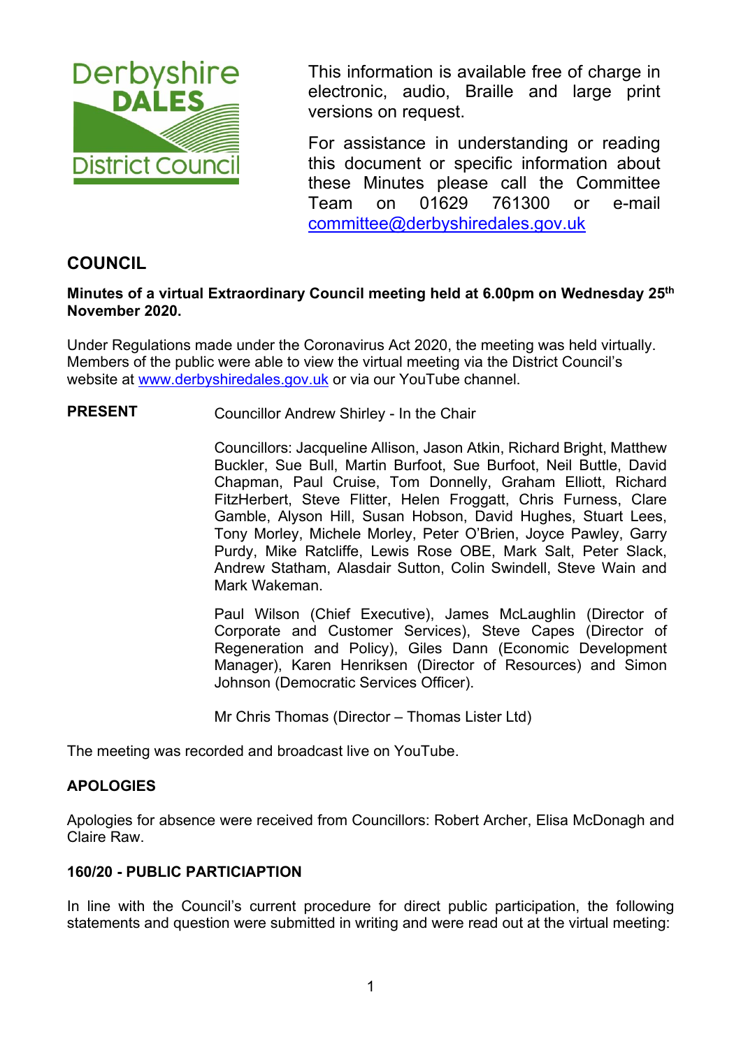Derbyshire DALES District Council

This information is available free of charge in electronic, audio, Braille and large print versions on request.

For assistance in understanding or reading this document or specific information about these Minutes please call the Committee Team on 01629 761300 or e-mail committee@derbyshiredales.gov.uk

## COUNCIL

**Minutes of a virtual Extraordinary Council meeting held at 6.00pm on Wednesday 25th November 2020.**

Under Regulations made under the Coronavirus Act 2020, the meeting was held virtually. Members of the public were able to view the virtual meeting via the District Council's website at www.derbyshiredales.gov.uk or via our YouTube channel.

**PRESENT**

Councillor Andrew Shirley - In the Chair

Councillors: Jacqueline Allison, Jason Atkin, Richard Bright, Matthew Buckler, Sue Bull, Martin Burfoot, Sue Burfoot, Neil Buttle, David Chapman, Paul Cruise, Tom Donnelly, Graham Elliott, Richard FitzHerbert, Steve Flitter, Helen Froggatt, Chris Furness, Clare Gamble, Alyson Hill, Susan Hobson, David Hughes, Stuart Lees, Tony Morley, Michele Morley, Peter O'Brien, Joyce Pawley, Garry Purdy, Mike Ratcliffe, Lewis Rose OBE, Mark Salt, Peter Slack, Andrew Statham, Alasdair Sutton, Colin Swindell, Steve Wain and Mark Wakeman.

Paul Wilson (Chief Executive), James McLaughlin (Director of Corporate and Customer Services), Steve Capes (Director of Regeneration and Policy), Giles Dann (Economic Development Manager), Karen Henriksen (Director of Resources) and Simon Johnson (Democratic Services Officer).

Mr Chris Thomas (Director – Thomas Lister Ltd)

The meeting was recorded and broadcast live on YouTube.

**APOLOGIES**

Apologies for absence were received from Councillors: Robert Archer, Elisa McDonagh and Claire Raw.

**160/20 - PUBLIC PARTICIAPTION**

In line with the Council's current procedure for direct public participation, the following statements and question were submitted in writing and were read out at the virtual meeting: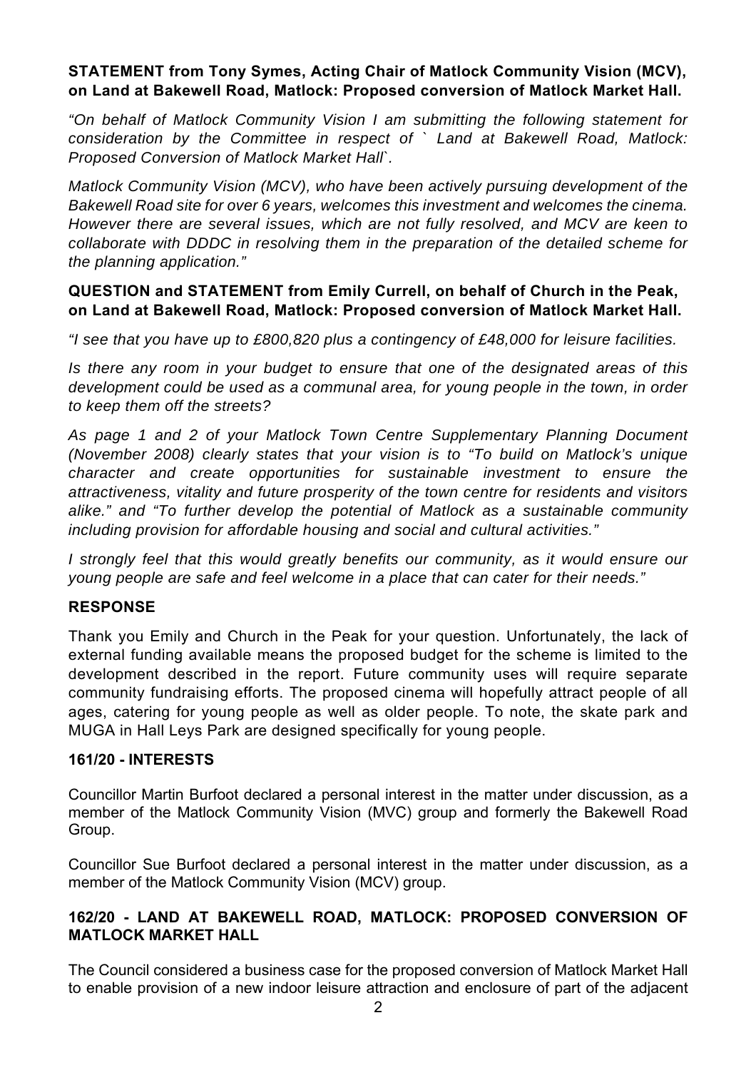**STATEMENT from Tony Symes, Acting Chair of Matlock Community Vision (MCV), on Land at Bakewell Road, Matlock: Proposed conversion of Matlock Market Hall.**

*"On behalf of Matlock Community Vision I am submitting the following statement for consideration by the Committee in respect of ` Land at Bakewell Road, Matlock: Proposed Conversion of Matlock Market Hall`.*

*Matlock Community Vision (MCV), who have been actively pursuing development of the Bakewell Road site for over 6 years, welcomes this investment and welcomes the cinema. However there are several issues, which are not fully resolved, and MCV are keen to collaborate with DDDC in resolving them in the preparation of the detailed scheme for the planning application."*

**QUESTION and STATEMENT from Emily Currell, on behalf of Church in the Peak, on Land at Bakewell Road, Matlock: Proposed conversion of Matlock Market Hall.**

*"I see that you have up to £800,820 plus a contingency of £48,000 for leisure facilities.*

*Is there any room in your budget to ensure that one of the designated areas of this development could be used as a communal area, for young people in the town, in order to keep them off the streets?*

*As page 1 and 2 of your Matlock Town Centre Supplementary Planning Document (November 2008) clearly states that your vision is to "To build on Matlock's unique character and create opportunities for sustainable investment to ensure the attractiveness, vitality and future prosperity of the town centre for residents and visitors alike." and "To further develop the potential of Matlock as a sustainable community including provision for affordable housing and social and cultural activities."*

*I strongly feel that this would greatly benefits our community, as it would ensure our young people are safe and feel welcome in a place that can cater for their needs."*

**RESPONSE**

Thank you Emily and Church in the Peak for your question. Unfortunately, the lack of external funding available means the proposed budget for the scheme is limited to the development described in the report. Future community uses will require separate community fundraising efforts. The proposed cinema will hopefully attract people of all ages, catering for young people as well as older people. To note, the skate park and MUGA in Hall Leys Park are designed specifically for young people.

**161/20 - INTERESTS**

Councillor Martin Burfoot declared a personal interest in the matter under discussion, as a member of the Matlock Community Vision (MVC) group and formerly the Bakewell Road Group.

Councillor Sue Burfoot declared a personal interest in the matter under discussion, as a member of the Matlock Community Vision (MCV) group.

**162/20 - LAND AT BAKEWELL ROAD, MATLOCK: PROPOSED CONVERSION OF MATLOCK MARKET HALL**

The Council considered a business case for the proposed conversion of Matlock Market Hall to enable provision of a new indoor leisure attraction and enclosure of part of the adjacent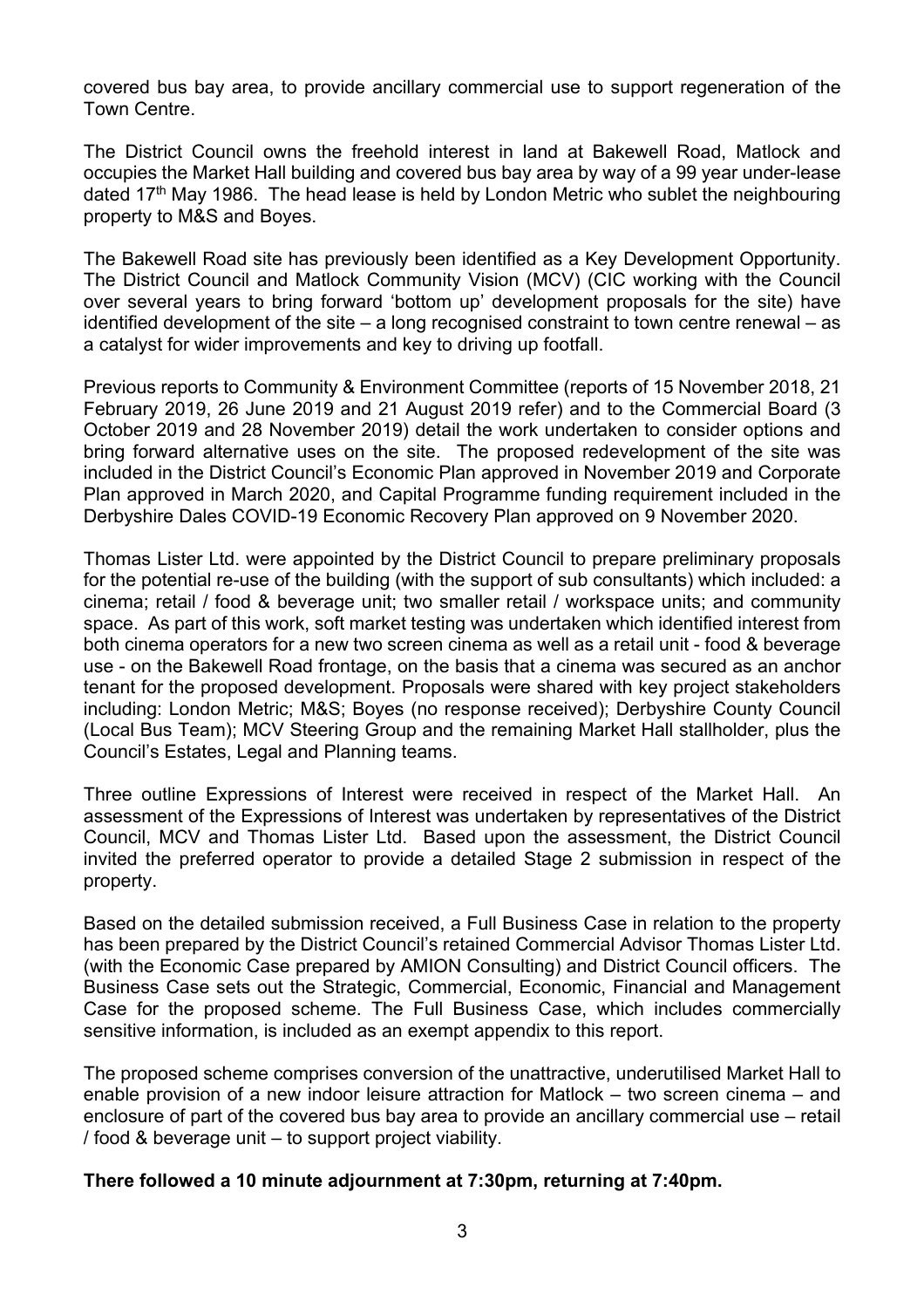covered bus bay area, to provide ancillary commercial use to support regeneration of the Town Centre.

The District Council owns the freehold interest in land at Bakewell Road, Matlock and occupies the Market Hall building and covered bus bay area by way of a 99 year under-lease dated 17th May 1986. The head lease is held by London Metric who sublet the neighbouring property to M&S and Boyes.

The Bakewell Road site has previously been identified as a Key Development Opportunity. The District Council and Matlock Community Vision (MCV) (CIC working with the Council over several years to bring forward 'bottom up' development proposals for the site) have identified development of the site – a long recognised constraint to town centre renewal – as a catalyst for wider improvements and key to driving up footfall.

Previous reports to Community & Environment Committee (reports of 15 November 2018, 21 February 2019, 26 June 2019 and 21 August 2019 refer) and to the Commercial Board (3 October 2019 and 28 November 2019) detail the work undertaken to consider options and bring forward alternative uses on the site. The proposed redevelopment of the site was included in the District Council's Economic Plan approved in November 2019 and Corporate Plan approved in March 2020, and Capital Programme funding requirement included in the Derbyshire Dales COVID-19 Economic Recovery Plan approved on 9 November 2020.

Thomas Lister Ltd. were appointed by the District Council to prepare preliminary proposals for the potential re-use of the building (with the support of sub consultants) which included: a cinema; retail / food & beverage unit; two smaller retail / workspace units; and community space. As part of this work, soft market testing was undertaken which identified interest from both cinema operators for a new two screen cinema as well as a retail unit - food & beverage use - on the Bakewell Road frontage, on the basis that a cinema was secured as an anchor tenant for the proposed development. Proposals were shared with key project stakeholders including: London Metric; M&S; Boyes (no response received); Derbyshire County Council (Local Bus Team); MCV Steering Group and the remaining Market Hall stallholder, plus the Council's Estates, Legal and Planning teams.

Three outline Expressions of Interest were received in respect of the Market Hall. An assessment of the Expressions of Interest was undertaken by representatives of the District Council, MCV and Thomas Lister Ltd. Based upon the assessment, the District Council invited the preferred operator to provide a detailed Stage 2 submission in respect of the property.

Based on the detailed submission received, a Full Business Case in relation to the property has been prepared by the District Council's retained Commercial Advisor Thomas Lister Ltd. (with the Economic Case prepared by AMION Consulting) and District Council officers. The Business Case sets out the Strategic, Commercial, Economic, Financial and Management Case for the proposed scheme. The Full Business Case, which includes commercially sensitive information, is included as an exempt appendix to this report.

The proposed scheme comprises conversion of the unattractive, underutilised Market Hall to enable provision of a new indoor leisure attraction for Matlock – two screen cinema – and enclosure of part of the covered bus bay area to provide an ancillary commercial use – retail / food & beverage unit – to support project viability.

**There followed a 10 minute adjournment at 7:30pm, returning at 7:40pm.**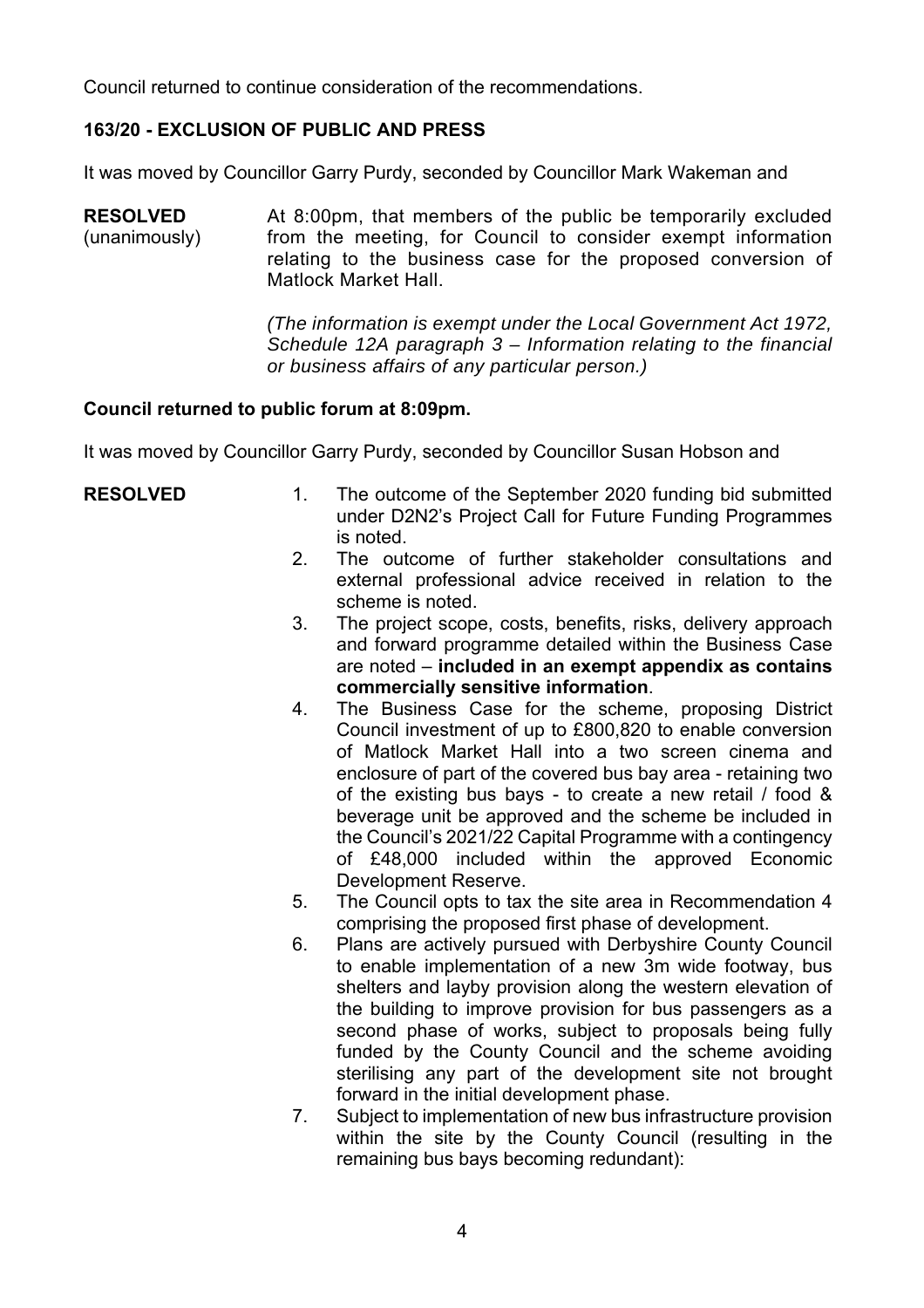Council returned to continue consideration of the recommendations.

### 163/20 - EXCLUSION OF PUBLIC AND PRESS

It was moved by Councillor Garry Purdy, seconded by Councillor Mark Wakeman and

**RESOLVED** (unanimously)

At 8:00pm, that members of the public be temporarily excluded from the meeting, for Council to consider exempt information relating to the business case for the proposed conversion of Matlock Market Hall.

*(The information is exempt under the Local Government Act 1972, Schedule 12A paragraph 3 – Information relating to the financial or business affairs of any particular person.)*

**Council returned to public forum at 8:09pm.**

It was moved by Councillor Garry Purdy, seconded by Councillor Susan Hobson and

**RESOLVED**

1. The outcome of the September 2020 funding bid submitted under D2N2's Project Call for Future Funding Programmes is noted.
2. The outcome of further stakeholder consultations and external professional advice received in relation to the scheme is noted.
3. The project scope, costs, benefits, risks, delivery approach and forward programme detailed within the Business Case are noted – **included in an exempt appendix as contains commercially sensitive information**.
4. The Business Case for the scheme, proposing District Council investment of up to £800,820 to enable conversion of Matlock Market Hall into a two screen cinema and enclosure of part of the covered bus bay area - retaining two of the existing bus bays - to create a new retail / food & beverage unit be approved and the scheme be included in the Council's 2021/22 Capital Programme with a contingency of £48,000 included within the approved Economic Development Reserve.
5. The Council opts to tax the site area in Recommendation 4 comprising the proposed first phase of development.
6. Plans are actively pursued with Derbyshire County Council to enable implementation of a new 3m wide footway, bus shelters and layby provision along the western elevation of the building to improve provision for bus passengers as a second phase of works, subject to proposals being fully funded by the County Council and the scheme avoiding sterilising any part of the development site not brought forward in the initial development phase.
7. Subject to implementation of new bus infrastructure provision within the site by the County Council (resulting in the remaining bus bays becoming redundant):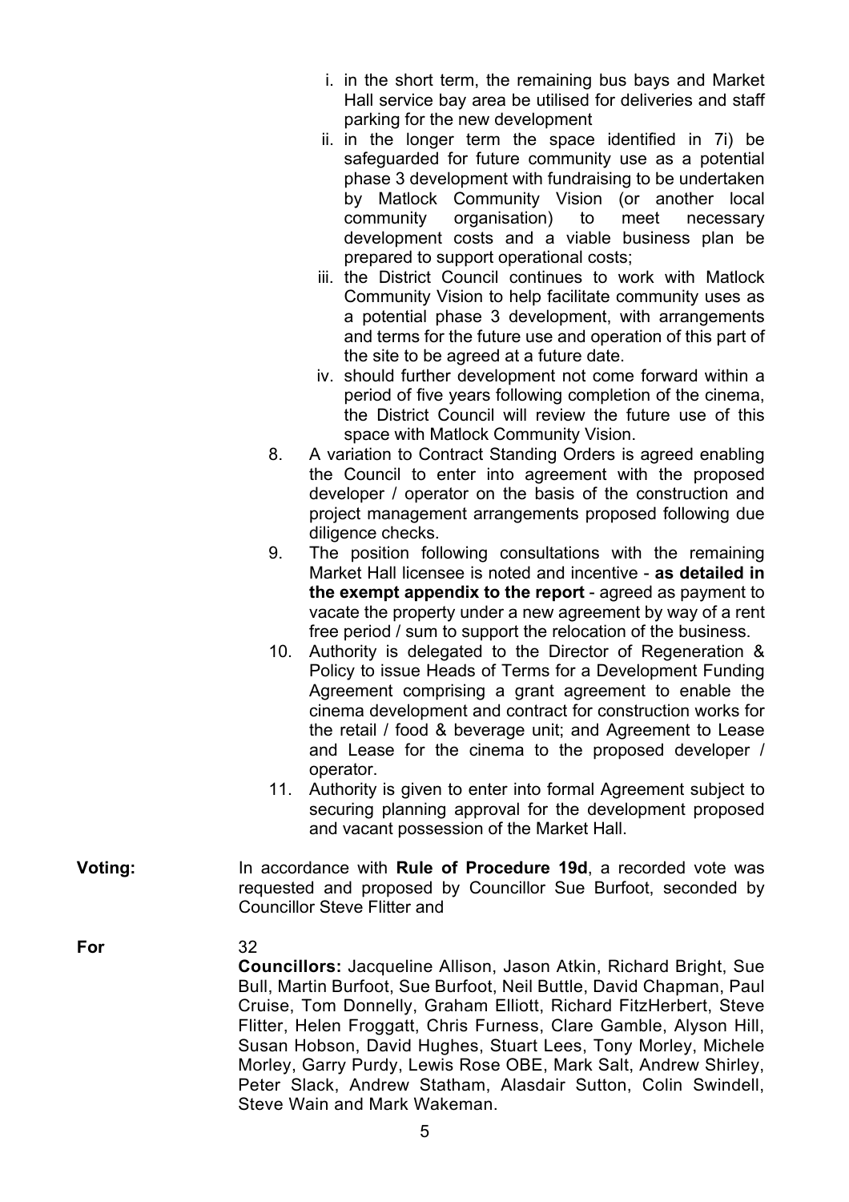i. in the short term, the remaining bus bays and Market Hall service bay area be utilised for deliveries and staff parking for the new development
   ii. in the longer term the space identified in 7i) be safeguarded for future community use as a potential phase 3 development with fundraising to be undertaken by Matlock Community Vision (or another local community organisation) to meet necessary development costs and a viable business plan be prepared to support operational costs;
   iii. the District Council continues to work with Matlock Community Vision to help facilitate community uses as a potential phase 3 development, with arrangements and terms for the future use and operation of this part of the site to be agreed at a future date.
   iv. should further development not come forward within a period of five years following completion of the cinema, the District Council will review the future use of this space with Matlock Community Vision.

8. A variation to Contract Standing Orders is agreed enabling the Council to enter into agreement with the proposed developer / operator on the basis of the construction and project management arrangements proposed following due diligence checks.
9. The position following consultations with the remaining Market Hall licensee is noted and incentive - **as detailed in the exempt appendix to the report** - agreed as payment to vacate the property under a new agreement by way of a rent free period / sum to support the relocation of the business.
10. Authority is delegated to the Director of Regeneration & Policy to issue Heads of Terms for a Development Funding Agreement comprising a grant agreement to enable the cinema development and contract for construction works for the retail / food & beverage unit; and Agreement to Lease and Lease for the cinema to the proposed developer / operator.
11. Authority is given to enter into formal Agreement subject to securing planning approval for the development proposed and vacant possession of the Market Hall.

**Voting:** In accordance with **Rule of Procedure 19d**, a recorded vote was requested and proposed by Councillor Sue Burfoot, seconded by Councillor Steve Flitter and

**For** 32

**Councillors:** Jacqueline Allison, Jason Atkin, Richard Bright, Sue Bull, Martin Burfoot, Sue Burfoot, Neil Buttle, David Chapman, Paul Cruise, Tom Donnelly, Graham Elliott, Richard FitzHerbert, Steve Flitter, Helen Froggatt, Chris Furness, Clare Gamble, Alyson Hill, Susan Hobson, David Hughes, Stuart Lees, Tony Morley, Michele Morley, Garry Purdy, Lewis Rose OBE, Mark Salt, Andrew Shirley, Peter Slack, Andrew Statham, Alasdair Sutton, Colin Swindell, Steve Wain and Mark Wakeman.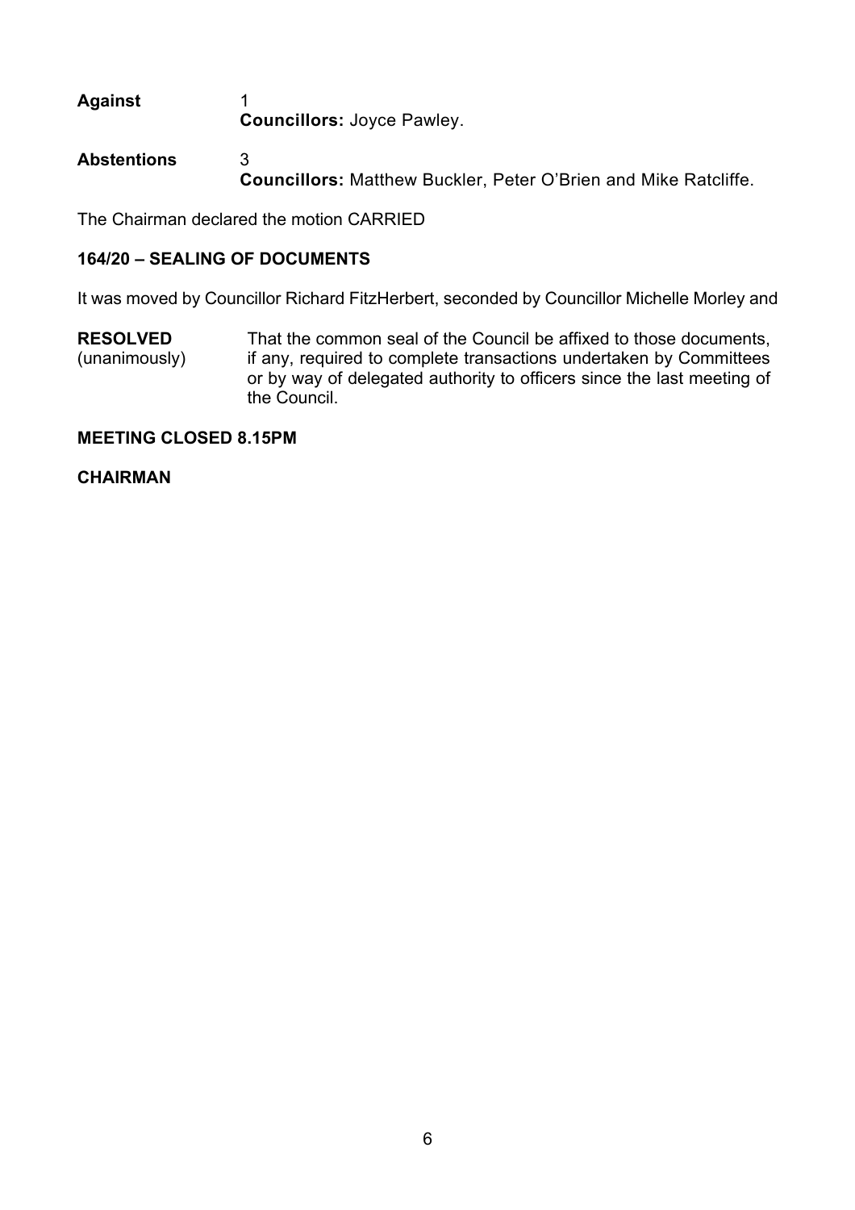**Against** 1
**Councillors:** Joyce Pawley.

**Abstentions** 3
**Councillors:** Matthew Buckler, Peter O'Brien and Mike Ratcliffe.

The Chairman declared the motion CARRIED

### 164/20 – SEALING OF DOCUMENTS

It was moved by Councillor Richard FitzHerbert, seconded by Councillor Michelle Morley and

**RESOLVED** (unanimously) That the common seal of the Council be affixed to those documents, if any, required to complete transactions undertaken by Committees or by way of delegated authority to officers since the last meeting of the Council.

**MEETING CLOSED 8.15PM**

**CHAIRMAN**